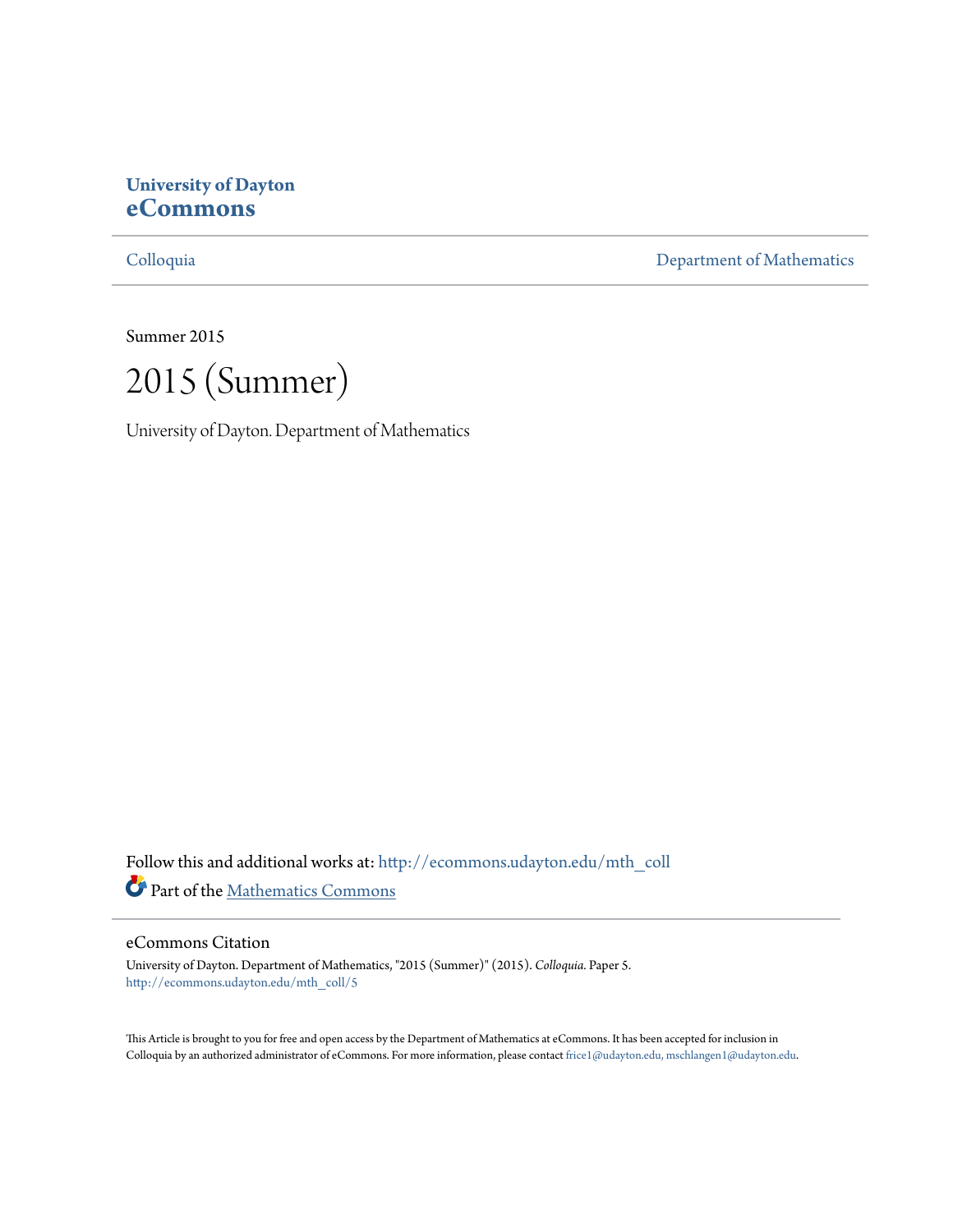**University of Dayton**
**eCommons**

Colloquia | Department of Mathematics

Summer 2015

# 2015 (Summer)

University of Dayton. Department of Mathematics

Follow this and additional works at: http://ecommons.udayton.edu/mth_coll

Part of the Mathematics Commons

## eCommons Citation

University of Dayton. Department of Mathematics, "2015 (Summer)" (2015). *Colloquia.* Paper 5.
http://ecommons.udayton.edu/mth_coll/5

This Article is brought to you for free and open access by the Department of Mathematics at eCommons. It has been accepted for inclusion in Colloquia by an authorized administrator of eCommons. For more information, please contact frice1@udayton.edu, mschlangen1@udayton.edu.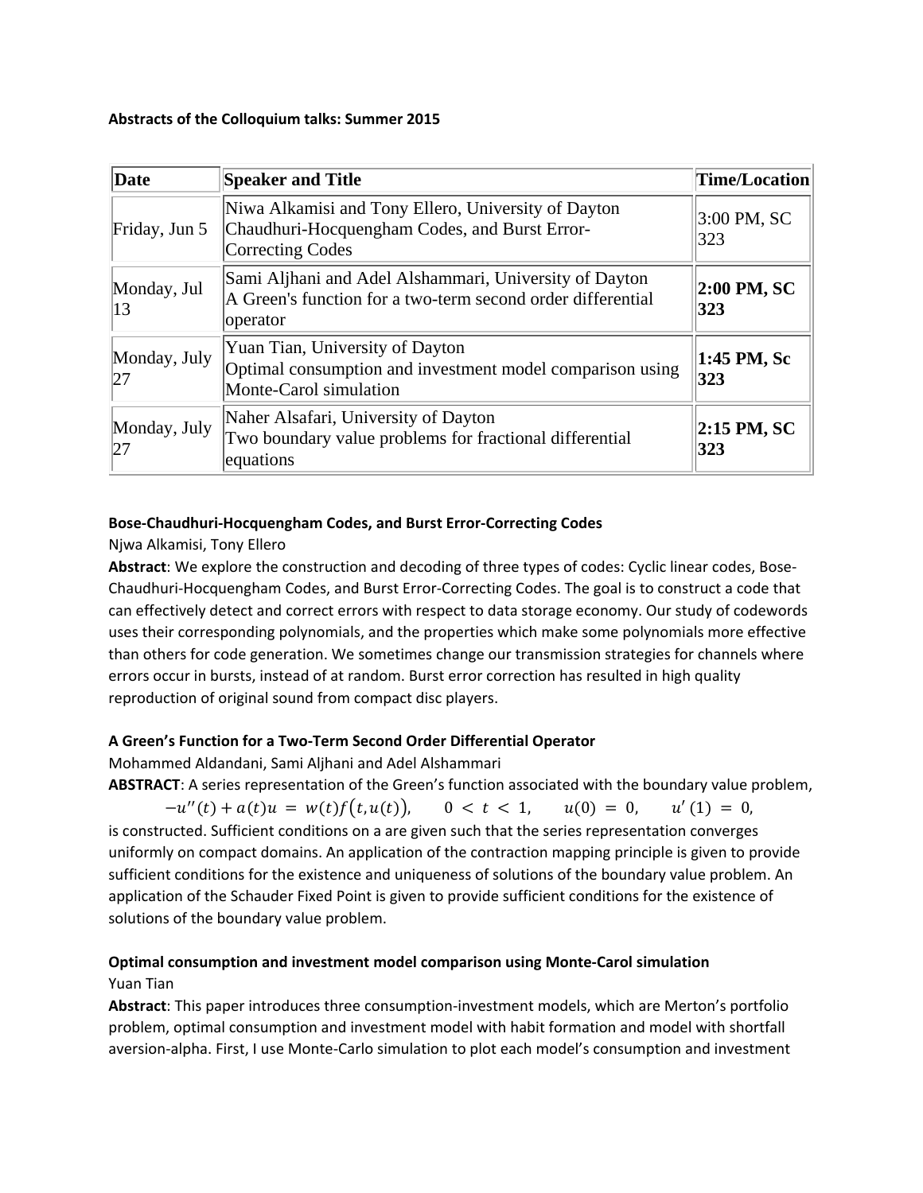**Abstracts of the Colloquium talks: Summer 2015**

| Date | Speaker and Title | Time/Location |
|---|---|---|
| Friday, Jun 5 | Niwa Alkamisi and Tony Ellero, University of Dayton<br>Chaudhuri-Hocquengham Codes, and Burst Error-Correcting Codes | 3:00 PM, SC 323 |
| Monday, Jul 13 | Sami Aljhani and Adel Alshammari, University of Dayton<br>A Green's function for a two-term second order differential operator | **2:00 PM, SC 323** |
| Monday, July 27 | Yuan Tian, University of Dayton<br>Optimal consumption and investment model comparison using Monte-Carol simulation | **1:45 PM, Sc 323** |
| Monday, July 27 | Naher Alsafari, University of Dayton<br>Two boundary value problems for fractional differential equations | **2:15 PM, SC 323** |

**Bose-Chaudhuri-Hocquengham Codes, and Burst Error-Correcting Codes**

Njwa Alkamisi, Tony Ellero

**Abstract**: We explore the construction and decoding of three types of codes: Cyclic linear codes, Bose-Chaudhuri-Hocquengham Codes, and Burst Error-Correcting Codes. The goal is to construct a code that can effectively detect and correct errors with respect to data storage economy. Our study of codewords uses their corresponding polynomials, and the properties which make some polynomials more effective than others for code generation. We sometimes change our transmission strategies for channels where errors occur in bursts, instead of at random. Burst error correction has resulted in high quality reproduction of original sound from compact disc players.

**A Green's Function for a Two-Term Second Order Differential Operator**

Mohammed Aldandani, Sami Aljhani and Adel Alshammari

**ABSTRACT**: A series representation of the Green's function associated with the boundary value problem,

$$-u''(t) + a(t)u = w(t)f\big(t, u(t)\big), \qquad 0 < t < 1, \qquad u(0) = 0, \qquad u'(1) = 0,$$

is constructed. Sufficient conditions on a are given such that the series representation converges uniformly on compact domains. An application of the contraction mapping principle is given to provide sufficient conditions for the existence and uniqueness of solutions of the boundary value problem. An application of the Schauder Fixed Point is given to provide sufficient conditions for the existence of solutions of the boundary value problem.

**Optimal consumption and investment model comparison using Monte-Carol simulation**

Yuan Tian

**Abstract**: This paper introduces three consumption-investment models, which are Merton's portfolio problem, optimal consumption and investment model with habit formation and model with shortfall aversion-alpha. First, I use Monte-Carlo simulation to plot each model's consumption and investment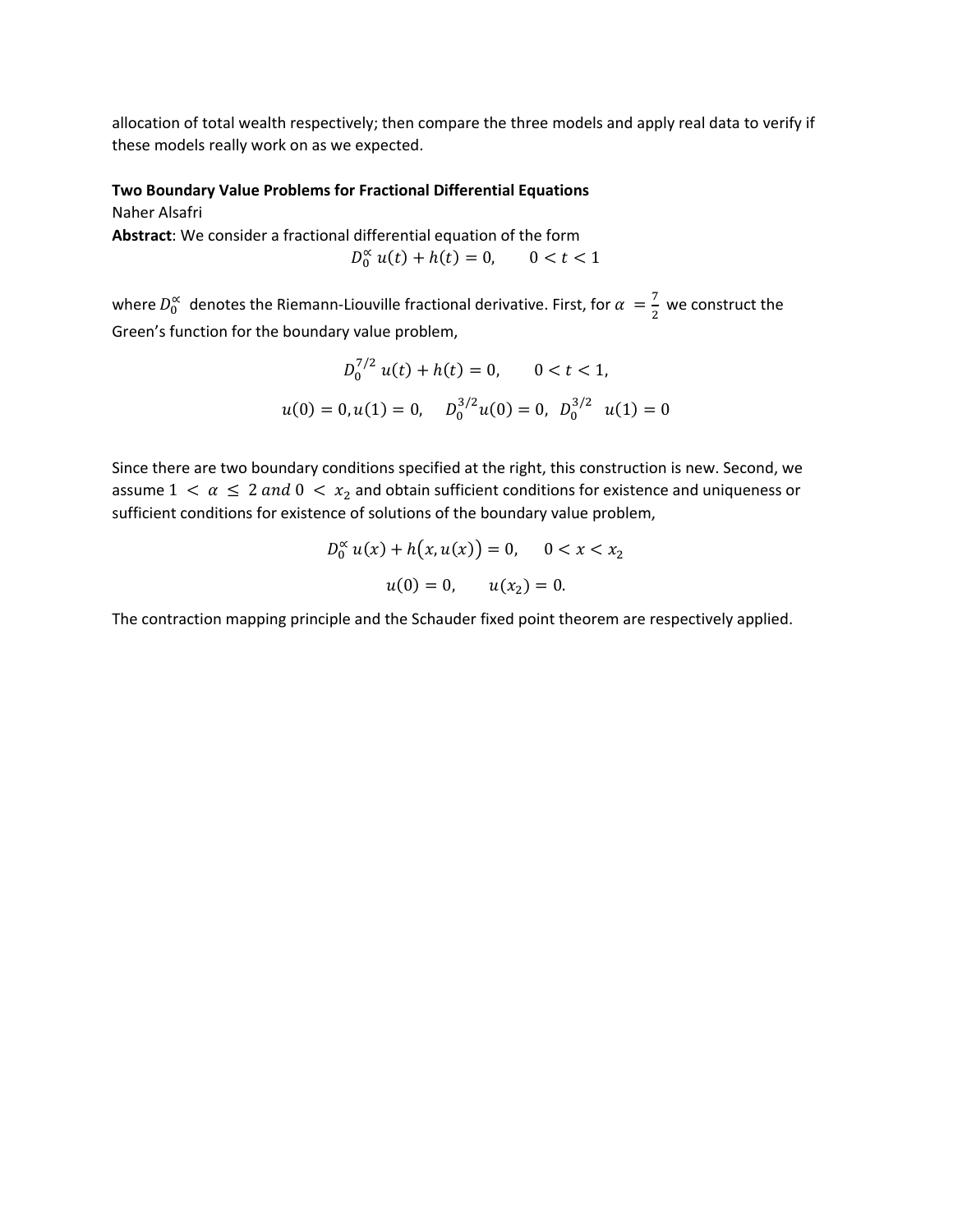allocation of total wealth respectively; then compare the three models and apply real data to verify if these models really work on as we expected.

**Two Boundary Value Problems for Fractional Differential Equations**

Naher Alsafri

**Abstract**: We consider a fractional differential equation of the form

$$D_0^{\propto} u(t) + h(t) = 0, \qquad 0 < t < 1$$

where $D_0^{\propto}$ denotes the Riemann-Liouville fractional derivative. First, for $\alpha = \frac{7}{2}$ we construct the Green's function for the boundary value problem,

$$D_0^{7/2} u(t) + h(t) = 0, \qquad 0 < t < 1,$$

$$u(0) = 0, u(1) = 0, \quad D_0^{3/2} u(0) = 0, \; D_0^{3/2} \; u(1) = 0$$

Since there are two boundary conditions specified at the right, this construction is new. Second, we assume $1 < \alpha \leq 2$ *and* $0 < x_2$ and obtain sufficient conditions for existence and uniqueness or sufficient conditions for existence of solutions of the boundary value problem,

$$D_0^{\propto} u(x) + h\big(x, u(x)\big) = 0, \qquad 0 < x < x_2$$

$$u(0) = 0, \qquad u(x_2) = 0.$$

The contraction mapping principle and the Schauder fixed point theorem are respectively applied.